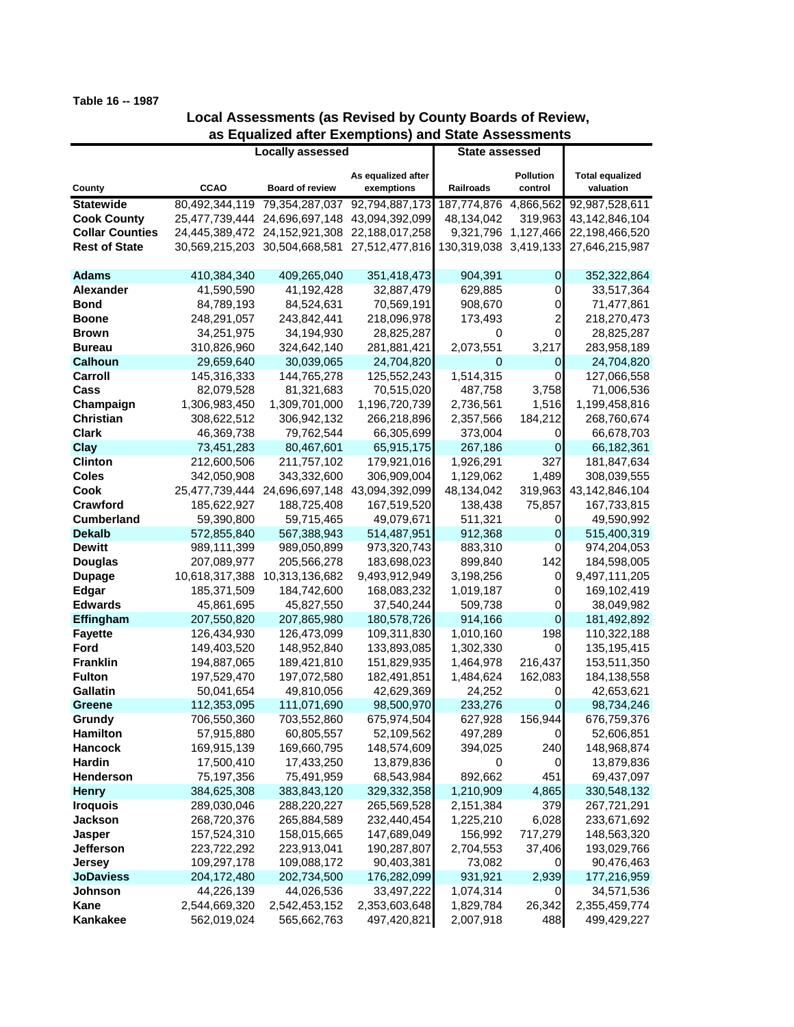Table 16 -- 1987

## Local Assessments (as Revised by County Boards of Review, as Equalized after Exemptions) and State Assessments

| | Locally assessed | | | State assessed | | |
|---|---|---|---|---|---|---|
| County | CCAO | Board of review | As equalized after exemptions | Railroads | Pollution control | Total equalized valuation |
| **Statewide** | 80,492,344,119 | 79,354,287,037 | 92,794,887,173 | 187,774,876 | 4,866,562 | 92,987,528,611 |
| **Cook County** | 25,477,739,444 | 24,696,697,148 | 43,094,392,099 | 48,134,042 | 319,963 | 43,142,846,104 |
| **Collar Counties** | 24,445,389,472 | 24,152,921,308 | 22,188,017,258 | 9,321,796 | 1,127,466 | 22,198,466,520 |
| **Rest of State** | 30,569,215,203 | 30,504,668,581 | 27,512,477,816 | 130,319,038 | 3,419,133 | 27,646,215,987 |
| | | | | | | |
| **Adams** | 410,384,340 | 409,265,040 | 351,418,473 | 904,391 | 0 | 352,322,864 |
| **Alexander** | 41,590,590 | 41,192,428 | 32,887,479 | 629,885 | 0 | 33,517,364 |
| **Bond** | 84,789,193 | 84,524,631 | 70,569,191 | 908,670 | 0 | 71,477,861 |
| **Boone** | 248,291,057 | 243,842,441 | 218,096,978 | 173,493 | 2 | 218,270,473 |
| **Brown** | 34,251,975 | 34,194,930 | 28,825,287 | 0 | 0 | 28,825,287 |
| **Bureau** | 310,826,960 | 324,642,140 | 281,881,421 | 2,073,551 | 3,217 | 283,958,189 |
| **Calhoun** | 29,659,640 | 30,039,065 | 24,704,820 | 0 | 0 | 24,704,820 |
| **Carroll** | 145,316,333 | 144,765,278 | 125,552,243 | 1,514,315 | 0 | 127,066,558 |
| **Cass** | 82,079,528 | 81,321,683 | 70,515,020 | 487,758 | 3,758 | 71,006,536 |
| **Champaign** | 1,306,983,450 | 1,309,701,000 | 1,196,720,739 | 2,736,561 | 1,516 | 1,199,458,816 |
| **Christian** | 308,622,512 | 306,942,132 | 266,218,896 | 2,357,566 | 184,212 | 268,760,674 |
| **Clark** | 46,369,738 | 79,762,544 | 66,305,699 | 373,004 | 0 | 66,678,703 |
| **Clay** | 73,451,283 | 80,467,601 | 65,915,175 | 267,186 | 0 | 66,182,361 |
| **Clinton** | 212,600,506 | 211,757,102 | 179,921,016 | 1,926,291 | 327 | 181,847,634 |
| **Coles** | 342,050,908 | 343,332,600 | 306,909,004 | 1,129,062 | 1,489 | 308,039,555 |
| **Cook** | 25,477,739,444 | 24,696,697,148 | 43,094,392,099 | 48,134,042 | 319,963 | 43,142,846,104 |
| **Crawford** | 185,622,927 | 188,725,408 | 167,519,520 | 138,438 | 75,857 | 167,733,815 |
| **Cumberland** | 59,390,800 | 59,715,465 | 49,079,671 | 511,321 | 0 | 49,590,992 |
| **Dekalb** | 572,855,840 | 567,388,943 | 514,487,951 | 912,368 | 0 | 515,400,319 |
| **Dewitt** | 989,111,399 | 989,050,899 | 973,320,743 | 883,310 | 0 | 974,204,053 |
| **Douglas** | 207,089,977 | 205,566,278 | 183,698,023 | 899,840 | 142 | 184,598,005 |
| **Dupage** | 10,618,317,388 | 10,313,136,682 | 9,493,912,949 | 3,198,256 | 0 | 9,497,111,205 |
| **Edgar** | 185,371,509 | 184,742,600 | 168,083,232 | 1,019,187 | 0 | 169,102,419 |
| **Edwards** | 45,861,695 | 45,827,550 | 37,540,244 | 509,738 | 0 | 38,049,982 |
| **Effingham** | 207,550,820 | 207,865,980 | 180,578,726 | 914,166 | 0 | 181,492,892 |
| **Fayette** | 126,434,930 | 126,473,099 | 109,311,830 | 1,010,160 | 198 | 110,322,188 |
| **Ford** | 149,403,520 | 148,952,840 | 133,893,085 | 1,302,330 | 0 | 135,195,415 |
| **Franklin** | 194,887,065 | 189,421,810 | 151,829,935 | 1,464,978 | 216,437 | 153,511,350 |
| **Fulton** | 197,529,470 | 197,072,580 | 182,491,851 | 1,484,624 | 162,083 | 184,138,558 |
| **Gallatin** | 50,041,654 | 49,810,056 | 42,629,369 | 24,252 | 0 | 42,653,621 |
| **Greene** | 112,353,095 | 111,071,690 | 98,500,970 | 233,276 | 0 | 98,734,246 |
| **Grundy** | 706,550,360 | 703,552,860 | 675,974,504 | 627,928 | 156,944 | 676,759,376 |
| **Hamilton** | 57,915,880 | 60,805,557 | 52,109,562 | 497,289 | 0 | 52,606,851 |
| **Hancock** | 169,915,139 | 169,660,795 | 148,574,609 | 394,025 | 240 | 148,968,874 |
| **Hardin** | 17,500,410 | 17,433,250 | 13,879,836 | 0 | 0 | 13,879,836 |
| **Henderson** | 75,197,356 | 75,491,959 | 68,543,984 | 892,662 | 451 | 69,437,097 |
| **Henry** | 384,625,308 | 383,843,120 | 329,332,358 | 1,210,909 | 4,865 | 330,548,132 |
| **Iroquois** | 289,030,046 | 288,220,227 | 265,569,528 | 2,151,384 | 379 | 267,721,291 |
| **Jackson** | 268,720,376 | 265,884,589 | 232,440,454 | 1,225,210 | 6,028 | 233,671,692 |
| **Jasper** | 157,524,310 | 158,015,665 | 147,689,049 | 156,992 | 717,279 | 148,563,320 |
| **Jefferson** | 223,722,292 | 223,913,041 | 190,287,807 | 2,704,553 | 37,406 | 193,029,766 |
| **Jersey** | 109,297,178 | 109,088,172 | 90,403,381 | 73,082 | 0 | 90,476,463 |
| **JoDaviess** | 204,172,480 | 202,734,500 | 176,282,099 | 931,921 | 2,939 | 177,216,959 |
| **Johnson** | 44,226,139 | 44,026,536 | 33,497,222 | 1,074,314 | 0 | 34,571,536 |
| **Kane** | 2,544,669,320 | 2,542,453,152 | 2,353,603,648 | 1,829,784 | 26,342 | 2,355,459,774 |
| **Kankakee** | 562,019,024 | 565,662,763 | 497,420,821 | 2,007,918 | 488 | 499,429,227 |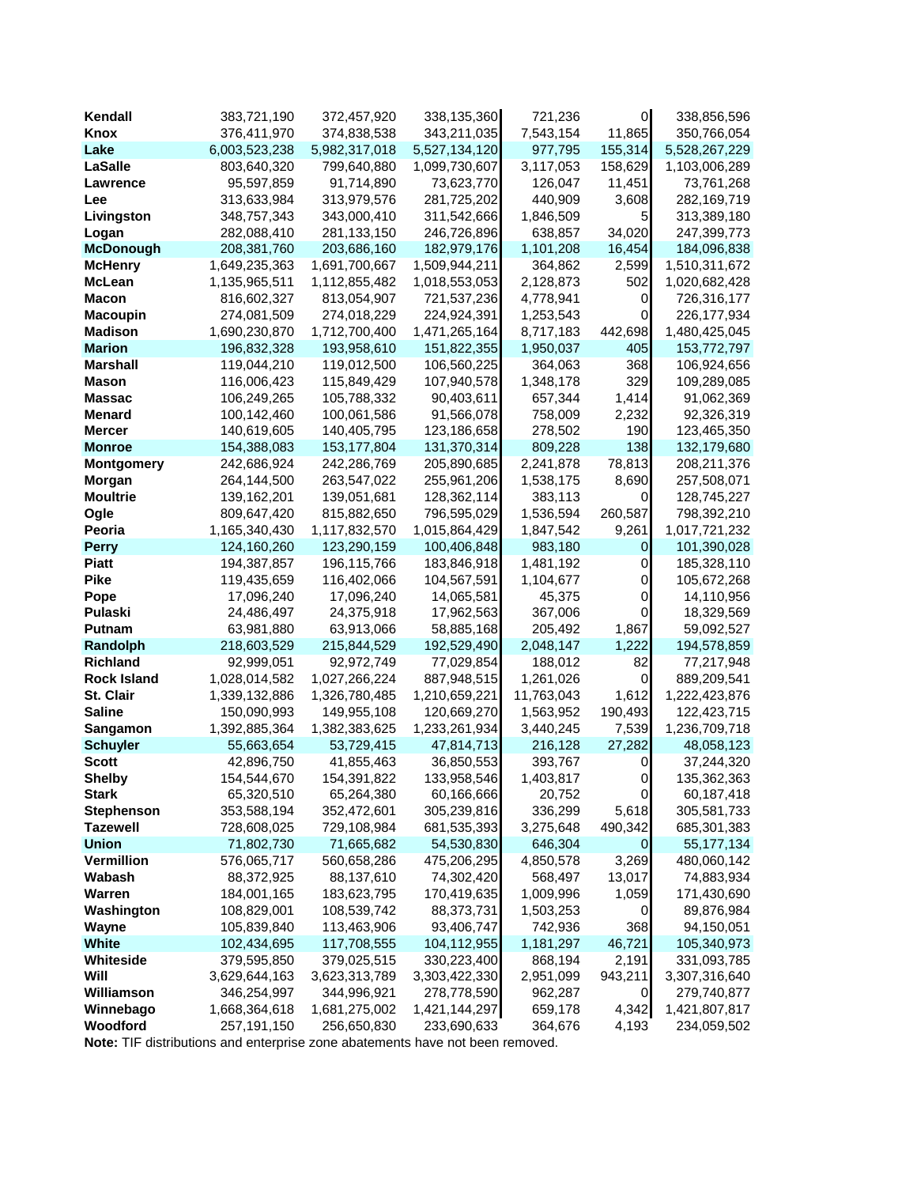| | | | | | | |
|---|---|---|---|---|---|---|
| **Kendall** | 383,721,190 | 372,457,920 | 338,135,360 | 721,236 | 0 | 338,856,596 |
| **Knox** | 376,411,970 | 374,838,538 | 343,211,035 | 7,543,154 | 11,865 | 350,766,054 |
| **Lake** | 6,003,523,238 | 5,982,317,018 | 5,527,134,120 | 977,795 | 155,314 | 5,528,267,229 |
| **LaSalle** | 803,640,320 | 799,640,880 | 1,099,730,607 | 3,117,053 | 158,629 | 1,103,006,289 |
| **Lawrence** | 95,597,859 | 91,714,890 | 73,623,770 | 126,047 | 11,451 | 73,761,268 |
| **Lee** | 313,633,984 | 313,979,576 | 281,725,202 | 440,909 | 3,608 | 282,169,719 |
| **Livingston** | 348,757,343 | 343,000,410 | 311,542,666 | 1,846,509 | 5 | 313,389,180 |
| **Logan** | 282,088,410 | 281,133,150 | 246,726,896 | 638,857 | 34,020 | 247,399,773 |
| **McDonough** | 208,381,760 | 203,686,160 | 182,979,176 | 1,101,208 | 16,454 | 184,096,838 |
| **McHenry** | 1,649,235,363 | 1,691,700,667 | 1,509,944,211 | 364,862 | 2,599 | 1,510,311,672 |
| **McLean** | 1,135,965,511 | 1,112,855,482 | 1,018,553,053 | 2,128,873 | 502 | 1,020,682,428 |
| **Macon** | 816,602,327 | 813,054,907 | 721,537,236 | 4,778,941 | 0 | 726,316,177 |
| **Macoupin** | 274,081,509 | 274,018,229 | 224,924,391 | 1,253,543 | 0 | 226,177,934 |
| **Madison** | 1,690,230,870 | 1,712,700,400 | 1,471,265,164 | 8,717,183 | 442,698 | 1,480,425,045 |
| **Marion** | 196,832,328 | 193,958,610 | 151,822,355 | 1,950,037 | 405 | 153,772,797 |
| **Marshall** | 119,044,210 | 119,012,500 | 106,560,225 | 364,063 | 368 | 106,924,656 |
| **Mason** | 116,006,423 | 115,849,429 | 107,940,578 | 1,348,178 | 329 | 109,289,085 |
| **Massac** | 106,249,265 | 105,788,332 | 90,403,611 | 657,344 | 1,414 | 91,062,369 |
| **Menard** | 100,142,460 | 100,061,586 | 91,566,078 | 758,009 | 2,232 | 92,326,319 |
| **Mercer** | 140,619,605 | 140,405,795 | 123,186,658 | 278,502 | 190 | 123,465,350 |
| **Monroe** | 154,388,083 | 153,177,804 | 131,370,314 | 809,228 | 138 | 132,179,680 |
| **Montgomery** | 242,686,924 | 242,286,769 | 205,890,685 | 2,241,878 | 78,813 | 208,211,376 |
| **Morgan** | 264,144,500 | 263,547,022 | 255,961,206 | 1,538,175 | 8,690 | 257,508,071 |
| **Moultrie** | 139,162,201 | 139,051,681 | 128,362,114 | 383,113 | 0 | 128,745,227 |
| **Ogle** | 809,647,420 | 815,882,650 | 796,595,029 | 1,536,594 | 260,587 | 798,392,210 |
| **Peoria** | 1,165,340,430 | 1,117,832,570 | 1,015,864,429 | 1,847,542 | 9,261 | 1,017,721,232 |
| **Perry** | 124,160,260 | 123,290,159 | 100,406,848 | 983,180 | 0 | 101,390,028 |
| **Piatt** | 194,387,857 | 196,115,766 | 183,846,918 | 1,481,192 | 0 | 185,328,110 |
| **Pike** | 119,435,659 | 116,402,066 | 104,567,591 | 1,104,677 | 0 | 105,672,268 |
| **Pope** | 17,096,240 | 17,096,240 | 14,065,581 | 45,375 | 0 | 14,110,956 |
| **Pulaski** | 24,486,497 | 24,375,918 | 17,962,563 | 367,006 | 0 | 18,329,569 |
| **Putnam** | 63,981,880 | 63,913,066 | 58,885,168 | 205,492 | 1,867 | 59,092,527 |
| **Randolph** | 218,603,529 | 215,844,529 | 192,529,490 | 2,048,147 | 1,222 | 194,578,859 |
| **Richland** | 92,999,051 | 92,972,749 | 77,029,854 | 188,012 | 82 | 77,217,948 |
| **Rock Island** | 1,028,014,582 | 1,027,266,224 | 887,948,515 | 1,261,026 | 0 | 889,209,541 |
| **St. Clair** | 1,339,132,886 | 1,326,780,485 | 1,210,659,221 | 11,763,043 | 1,612 | 1,222,423,876 |
| **Saline** | 150,090,993 | 149,955,108 | 120,669,270 | 1,563,952 | 190,493 | 122,423,715 |
| **Sangamon** | 1,392,885,364 | 1,382,383,625 | 1,233,261,934 | 3,440,245 | 7,539 | 1,236,709,718 |
| **Schuyler** | 55,663,654 | 53,729,415 | 47,814,713 | 216,128 | 27,282 | 48,058,123 |
| **Scott** | 42,896,750 | 41,855,463 | 36,850,553 | 393,767 | 0 | 37,244,320 |
| **Shelby** | 154,544,670 | 154,391,822 | 133,958,546 | 1,403,817 | 0 | 135,362,363 |
| **Stark** | 65,320,510 | 65,264,380 | 60,166,666 | 20,752 | 0 | 60,187,418 |
| **Stephenson** | 353,588,194 | 352,472,601 | 305,239,816 | 336,299 | 5,618 | 305,581,733 |
| **Tazewell** | 728,608,025 | 729,108,984 | 681,535,393 | 3,275,648 | 490,342 | 685,301,383 |
| **Union** | 71,802,730 | 71,665,682 | 54,530,830 | 646,304 | 0 | 55,177,134 |
| **Vermillion** | 576,065,717 | 560,658,286 | 475,206,295 | 4,850,578 | 3,269 | 480,060,142 |
| **Wabash** | 88,372,925 | 88,137,610 | 74,302,420 | 568,497 | 13,017 | 74,883,934 |
| **Warren** | 184,001,165 | 183,623,795 | 170,419,635 | 1,009,996 | 1,059 | 171,430,690 |
| **Washington** | 108,829,001 | 108,539,742 | 88,373,731 | 1,503,253 | 0 | 89,876,984 |
| **Wayne** | 105,839,840 | 113,463,906 | 93,406,747 | 742,936 | 368 | 94,150,051 |
| **White** | 102,434,695 | 117,708,555 | 104,112,955 | 1,181,297 | 46,721 | 105,340,973 |
| **Whiteside** | 379,595,850 | 379,025,515 | 330,223,400 | 868,194 | 2,191 | 331,093,785 |
| **Will** | 3,629,644,163 | 3,623,313,789 | 3,303,422,330 | 2,951,099 | 943,211 | 3,307,316,640 |
| **Williamson** | 346,254,997 | 344,996,921 | 278,778,590 | 962,287 | 0 | 279,740,877 |
| **Winnebago** | 1,668,364,618 | 1,681,275,002 | 1,421,144,297 | 659,178 | 4,342 | 1,421,807,817 |
| **Woodford** | 257,191,150 | 256,650,830 | 233,690,633 | 364,676 | 4,193 | 234,059,502 |

**Note:** TIF distributions and enterprise zone abatements have not been removed.